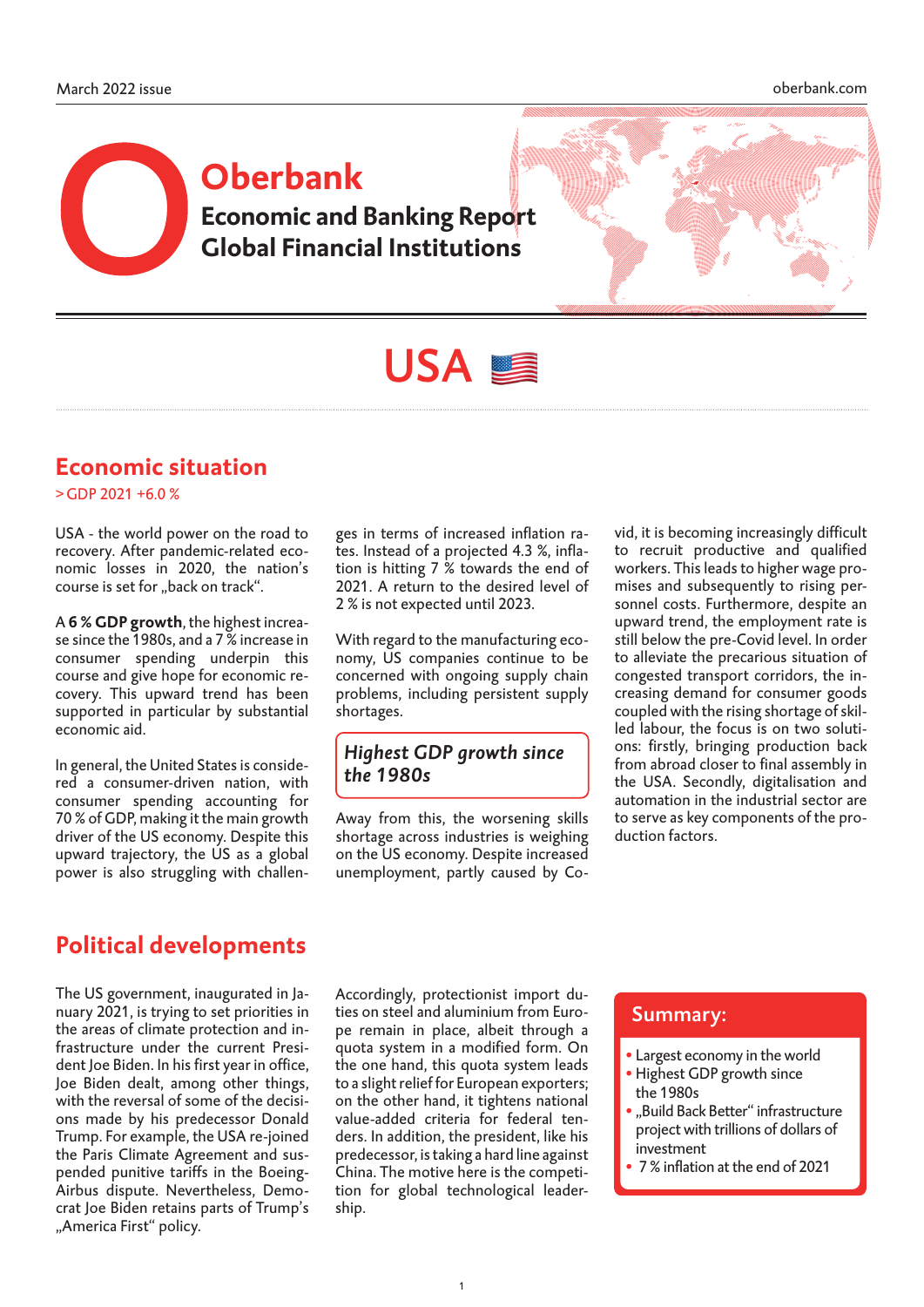March 2022 issue

oberbank.com

# Oberbank

## Economic and Banking Report
## Global Financial Institutions

# USA

## Economic situation

> GDP 2021 +6.0 %

USA - the world power on the road to recovery. After pandemic-related economic losses in 2020, the nation's course is set for „back on track".

A **6 % GDP growth**, the highest increase since the 1980s, and a 7 % increase in consumer spending underpin this course and give hope for economic recovery. This upward trend has been supported in particular by substantial economic aid.

In general, the United States is considered a consumer-driven nation, with consumer spending accounting for 70 % of GDP, making it the main growth driver of the US economy. Despite this upward trajectory, the US as a global power is also struggling with challenges in terms of increased inflation rates. Instead of a projected 4.3 %, inflation is hitting 7 % towards the end of 2021. A return to the desired level of 2 % is not expected until 2023.

With regard to the manufacturing economy, US companies continue to be concerned with ongoing supply chain problems, including persistent supply shortages.

> *Highest GDP growth since the 1980s*

Away from this, the worsening skills shortage across industries is weighing on the US economy. Despite increased unemployment, partly caused by Covid, it is becoming increasingly difficult to recruit productive and qualified workers. This leads to higher wage promises and subsequently to rising personnel costs. Furthermore, despite an upward trend, the employment rate is still below the pre-Covid level. In order to alleviate the precarious situation of congested transport corridors, the increasing demand for consumer goods coupled with the rising shortage of skilled labour, the focus is on two solutions: firstly, bringing production back from abroad closer to final assembly in the USA. Secondly, digitalisation and automation in the industrial sector are to serve as key components of the production factors.

## Political developments

The US government, inaugurated in January 2021, is trying to set priorities in the areas of climate protection and infrastructure under the current President Joe Biden. In his first year in office, Joe Biden dealt, among other things, with the reversal of some of the decisions made by his predecessor Donald Trump. For example, the USA re-joined the Paris Climate Agreement and suspended punitive tariffs in the Boeing-Airbus dispute. Nevertheless, Democrat Joe Biden retains parts of Trump's „America First" policy.

Accordingly, protectionist import duties on steel and aluminium from Europe remain in place, albeit through a quota system in a modified form. On the one hand, this quota system leads to a slight relief for European exporters; on the other hand, it tightens national value-added criteria for federal tenders. In addition, the president, like his predecessor, is taking a hard line against China. The motive here is the competition for global technological leadership.

### Summary:

- Largest economy in the world
- Highest GDP growth since the 1980s
- „Build Back Better" infrastructure project with trillions of dollars of investment
- 7 % inflation at the end of 2021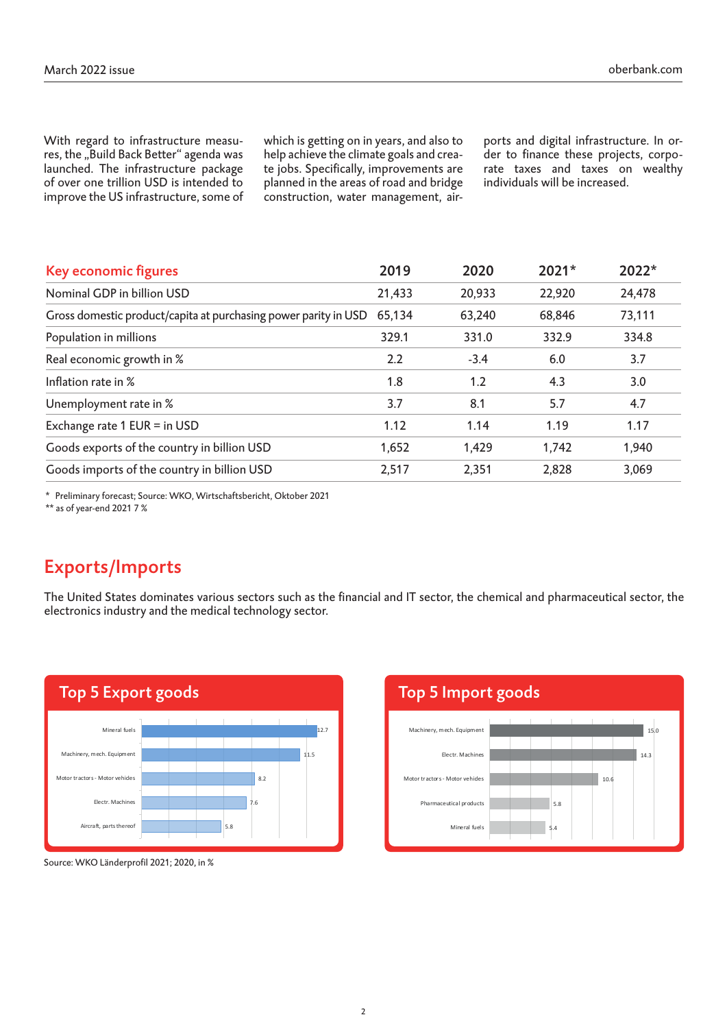With regard to infrastructure measures, the „Build Back Better“ agenda was launched. The infrastructure package of over one trillion USD is intended to improve the US infrastructure, some of which is getting on in years, and also to help achieve the climate goals and create jobs. Specifically, improvements are planned in the areas of road and bridge construction, water management, airports and digital infrastructure. In order to finance these projects, corporate taxes and taxes on wealthy individuals will be increased.

| Key economic figures | 2019 | 2020 | 2021* | 2022* |
|---|---|---|---|---|
| Nominal GDP in billion USD | 21,433 | 20,933 | 22,920 | 24,478 |
| Gross domestic product/capita at purchasing power parity in USD | 65,134 | 63,240 | 68,846 | 73,111 |
| Population in millions | 329.1 | 331.0 | 332.9 | 334.8 |
| Real economic growth in % | 2.2 | -3.4 | 6.0 | 3.7 |
| Inflation rate in % | 1.8 | 1.2 | 4.3 | 3.0 |
| Unemployment rate in % | 3.7 | 8.1 | 5.7 | 4.7 |
| Exchange rate 1 EUR = in USD | 1.12 | 1.14 | 1.19 | 1.17 |
| Goods exports of the country in billion USD | 1,652 | 1,429 | 1,742 | 1,940 |
| Goods imports of the country in billion USD | 2,517 | 2,351 | 2,828 | 3,069 |

* Preliminary forecast; Source: WKO, Wirtschaftsbericht, Oktober 2021
** as of year-end 2021 7 %

## Exports/Imports

The United States dominates various sectors such as the financial and IT sector, the chemical and pharmaceutical sector, the electronics industry and the medical technology sector.

### Top 5 Export goods

| Goods | % |
|---|---|
| Mineral fuels | 12.7 |
| Machinery, mech. Equipment | 11.5 |
| Motor tractors - Motor vehicles | 8.2 |
| Electr. Machines | 7.6 |
| Aircraft, parts thereof | 5.8 |

### Top 5 Import goods

| Goods | % |
|---|---|
| Machinery, mech. Equipment | 15.0 |
| Electr. Machines | 14.3 |
| Motor tractors - Motor vehicles | 10.6 |
| Pharmaceutical products | 5.8 |
| Mineral fuels | 5.4 |

Source: WKO Länderprofil 2021; 2020, in %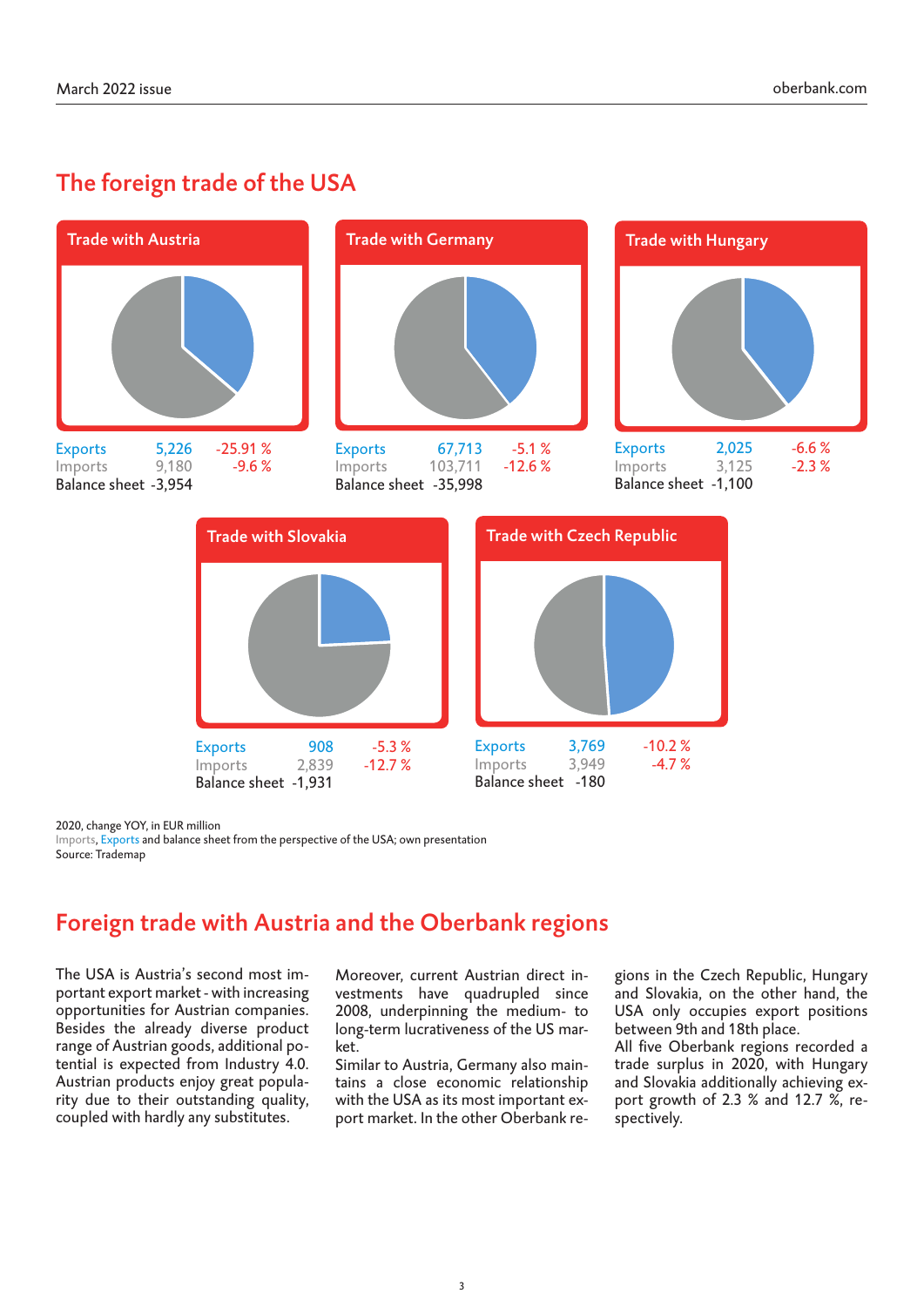## The foreign trade of the USA

### Trade with Austria

| | | |
|---|---|---|
| Exports | 5,226 | -25.91 % |
| Imports | 9,180 | -9.6 % |
| Balance sheet | -3,954 | |

### Trade with Germany

| | | |
|---|---|---|
| Exports | 67,713 | -5.1 % |
| Imports | 103,711 | -12.6 % |
| Balance sheet | -35,998 | |

### Trade with Hungary

| | | |
|---|---|---|
| Exports | 2,025 | -6.6 % |
| Imports | 3,125 | -2.3 % |
| Balance sheet | -1,100 | |

### Trade with Slovakia

| | | |
|---|---|---|
| Exports | 908 | -5.3 % |
| Imports | 2,839 | -12.7 % |
| Balance sheet | -1,931 | |

### Trade with Czech Republic

| | | |
|---|---|---|
| Exports | 3,769 | -10.2 % |
| Imports | 3,949 | -4.7 % |
| Balance sheet | -180 | |

2020, change YOY, in EUR million
Imports, Exports and balance sheet from the perspective of the USA; own presentation
Source: Trademap

## Foreign trade with Austria and the Oberbank regions

The USA is Austria's second most important export market - with increasing opportunities for Austrian companies. Besides the already diverse product range of Austrian goods, additional potential is expected from Industry 4.0. Austrian products enjoy great popularity due to their outstanding quality, coupled with hardly any substitutes.

Moreover, current Austrian direct investments have quadrupled since 2008, underpinning the medium- to long-term lucrativeness of the US market.
Similar to Austria, Germany also maintains a close economic relationship with the USA as its most important export market. In the other Oberbank regions in the Czech Republic, Hungary and Slovakia, on the other hand, the USA only occupies export positions between 9th and 18th place.
All five Oberbank regions recorded a trade surplus in 2020, with Hungary and Slovakia additionally achieving export growth of 2.3 % and 12.7 %, respectively.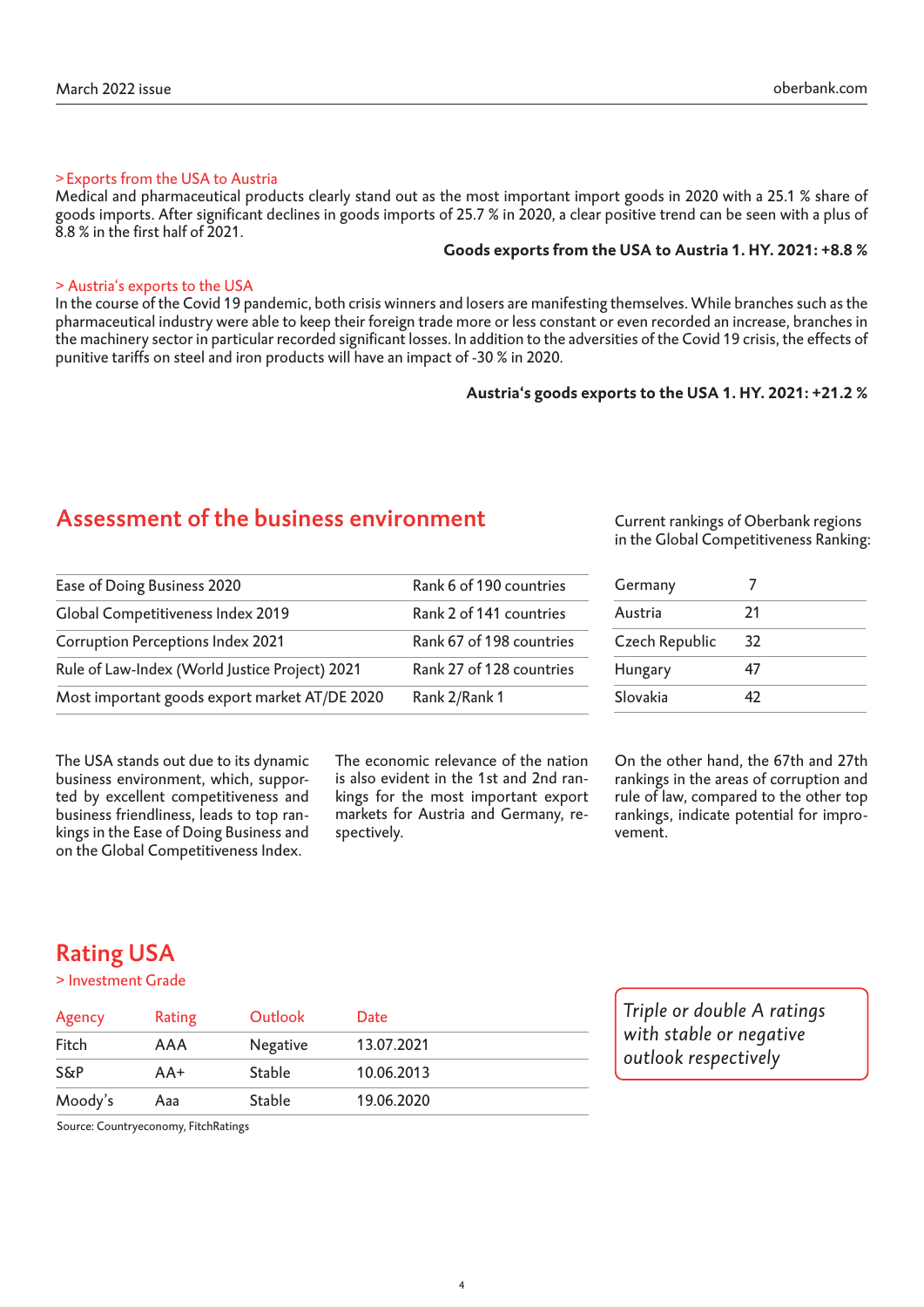> Exports from the USA to Austria

Medical and pharmaceutical products clearly stand out as the most important import goods in 2020 with a 25.1 % share of goods imports. After significant declines in goods imports of 25.7 % in 2020, a clear positive trend can be seen with a plus of 8.8 % in the first half of 2021.

**Goods exports from the USA to Austria 1. HY. 2021: +8.8 %**

> Austria‘s exports to the USA

In the course of the Covid 19 pandemic, both crisis winners and losers are manifesting themselves. While branches such as the pharmaceutical industry were able to keep their foreign trade more or less constant or even recorded an increase, branches in the machinery sector in particular recorded significant losses. In addition to the adversities of the Covid 19 crisis, the effects of punitive tariffs on steel and iron products will have an impact of -30 % in 2020.

**Austria‘s goods exports to the USA 1. HY. 2021: +21.2 %**

## Assessment of the business environment

| | |
|---|---|
| Ease of Doing Business 2020 | Rank 6 of 190 countries |
| Global Competitiveness Index 2019 | Rank 2 of 141 countries |
| Corruption Perceptions Index 2021 | Rank 67 of 198 countries |
| Rule of Law-Index (World Justice Project) 2021 | Rank 27 of 128 countries |
| Most important goods export market AT/DE 2020 | Rank 2/Rank 1 |

Current rankings of Oberbank regions in the Global Competitiveness Ranking:

| | |
|---|---|
| Germany | 7 |
| Austria | 21 |
| Czech Republic | 32 |
| Hungary | 47 |
| Slovakia | 42 |

The USA stands out due to its dynamic business environment, which, supported by excellent competitiveness and business friendliness, leads to top rankings in the Ease of Doing Business and on the Global Competitiveness Index.

The economic relevance of the nation is also evident in the 1st and 2nd rankings for the most important export markets for Austria and Germany, respectively.

On the other hand, the 67th and 27th rankings in the areas of corruption and rule of law, compared to the other top rankings, indicate potential for improvement.

## Rating USA

> Investment Grade

| Agency | Rating | Outlook | Date |
|---|---|---|---|
| Fitch | AAA | Negative | 13.07.2021 |
| S&P | AA+ | Stable | 10.06.2013 |
| Moody’s | Aaa | Stable | 19.06.2020 |

Source: Countryeconomy, FitchRatings

*Triple or double A ratings with stable or negative outlook respectively*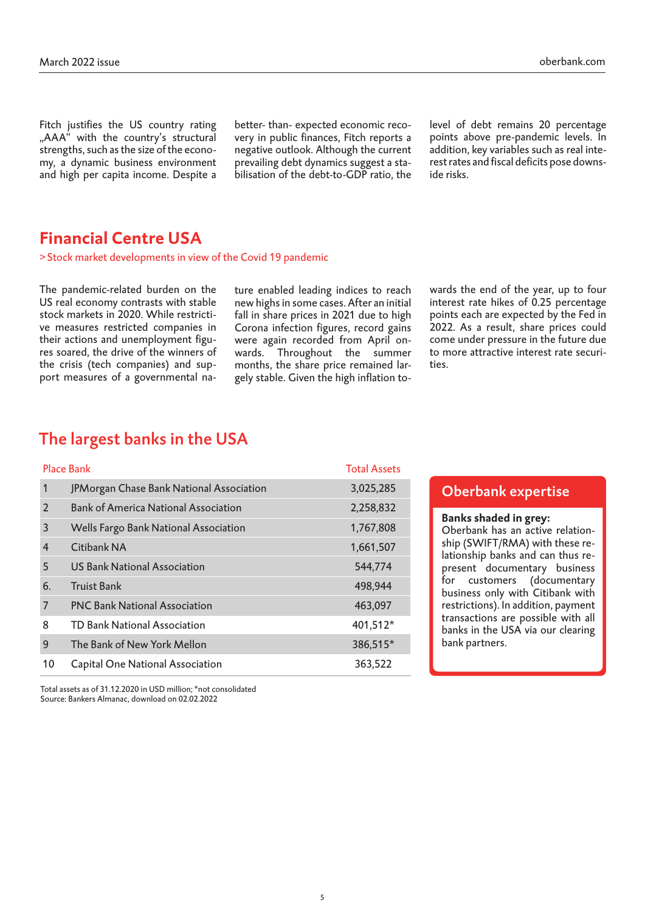Fitch justifies the US country rating „AAA“ with the country's structural strengths, such as the size of the economy, a dynamic business environment and high per capita income. Despite a better- than- expected economic recovery in public finances, Fitch reports a negative outlook. Although the current prevailing debt dynamics suggest a stabilisation of the debt-to-GDP ratio, the level of debt remains 20 percentage points above pre-pandemic levels. In addition, key variables such as real interest rates and fiscal deficits pose downside risks.

## Financial Centre USA

> Stock market developments in view of the Covid 19 pandemic

The pandemic-related burden on the US real economy contrasts with stable stock markets in 2020. While restrictive measures restricted companies in their actions and unemployment figures soared, the drive of the winners of the crisis (tech companies) and support measures of a governmental nature enabled leading indices to reach new highs in some cases. After an initial fall in share prices in 2021 due to high Corona infection figures, record gains were again recorded from April onwards. Throughout the summer months, the share price remained largely stable. Given the high inflation towards the end of the year, up to four interest rate hikes of 0.25 percentage points each are expected by the Fed in 2022. As a result, share prices could come under pressure in the future due to more attractive interest rate securities.

## The largest banks in the USA

| Place | Bank | Total Assets |
|---|---|---|
| 1 | JPMorgan Chase Bank National Association | 3,025,285 |
| 2 | Bank of America National Association | 2,258,832 |
| 3 | Wells Fargo Bank National Association | 1,767,808 |
| 4 | Citibank NA | 1,661,507 |
| 5 | US Bank National Association | 544,774 |
| 6. | Truist Bank | 498,944 |
| 7 | PNC Bank National Association | 463,097 |
| 8 | TD Bank National Association | 401,512* |
| 9 | The Bank of New York Mellon | 386,515* |
| 10 | Capital One National Association | 363,522 |

Total assets as of 31.12.2020 in USD million; *not consolidated
Source: Bankers Almanac, download on 02.02.2022

### Oberbank expertise

**Banks shaded in grey:**
Oberbank has an active relationship (SWIFT/RMA) with these relationship banks and can thus represent documentary business for customers (documentary business only with Citibank with restrictions). In addition, payment transactions are possible with all banks in the USA via our clearing bank partners.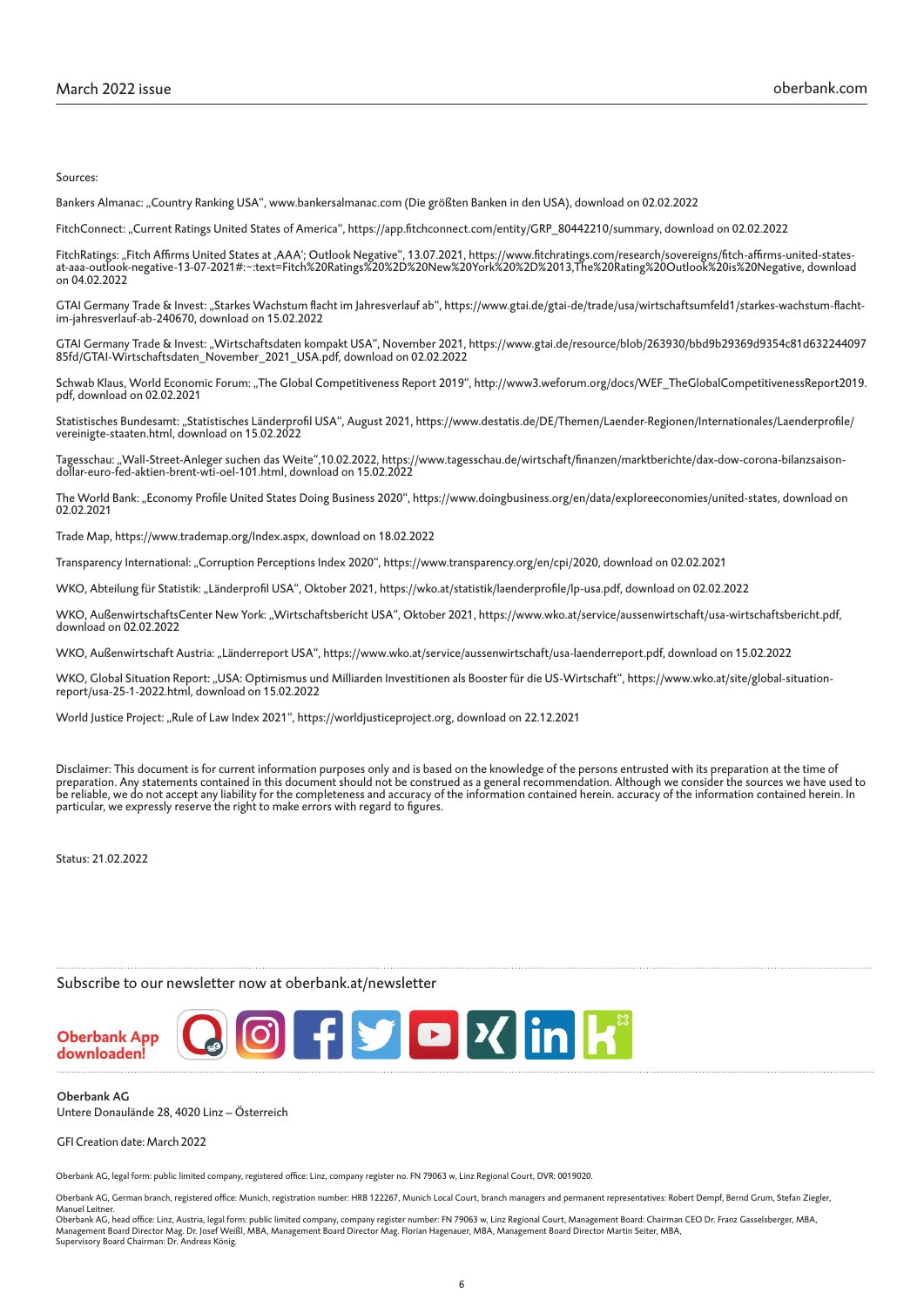Sources:

Bankers Almanac: „Country Ranking USA“, www.bankersalmanac.com (Die größten Banken in den USA), download on 02.02.2022

FitchConnect: „Current Ratings United States of America“, https://app.fitchconnect.com/entity/GRP_80442210/summary, download on 02.02.2022

FitchRatings: „Fitch Affirms United States at ‚AAA‘; Outlook Negative“, 13.07.2021, https://www.fitchratings.com/research/sovereigns/fitch-affirms-united-states-at-aaa-outlook-negative-13-07-2021#:~:text=Fitch%20Ratings%20%2D%20New%20York%20%2D%2013,The%20Rating%20Outlook%20is%20Negative, download on 04.02.2022

GTAI Germany Trade & Invest: „Starkes Wachstum flacht im Jahresverlauf ab“, https://www.gtai.de/gtai-de/trade/usa/wirtschaftsumfeld1/starkes-wachstum-flacht-im-jahresverlauf-ab-240670, download on 15.02.2022

GTAI Germany Trade & Invest: „Wirtschaftsdaten kompakt USA“, November 2021, https://www.gtai.de/resource/blob/263930/bbd9b29369d9354c81d632244097 85fd/GTAI-Wirtschaftsdaten_November_2021_USA.pdf, download on 02.02.2022

Schwab Klaus, World Economic Forum: „The Global Competitiveness Report 2019“, http://www3.weforum.org/docs/WEF_TheGlobalCompetitivenessReport2019.pdf, download on 02.02.2021

Statistisches Bundesamt: „Statistisches Länderprofil USA“, August 2021, https://www.destatis.de/DE/Themen/Laender-Regionen/Internationales/Laenderprofile/vereinigte-staaten.html, download on 15.02.2022

Tagesschau: „Wall-Street-Anleger suchen das Weite“,10.02.2022, https://www.tagesschau.de/wirtschaft/finanzen/marktberichte/dax-dow-corona-bilanzsaison-dollar-euro-fed-aktien-brent-wti-oel-101.html, download on 15.02.2022

The World Bank: „Economy Profile United States Doing Business 2020“, https://www.doingbusiness.org/en/data/exploreeconomies/united-states, download on 02.02.2021

Trade Map, https://www.trademap.org/Index.aspx, download on 18.02.2022

Transparency International: „Corruption Perceptions Index 2020“, https://www.transparency.org/en/cpi/2020, download on 02.02.2021

WKO, Abteilung für Statistik: „Länderprofil USA“, Oktober 2021, https://wko.at/statistik/laenderprofile/lp-usa.pdf, download on 02.02.2022

WKO, AußenwirtschaftsCenter New York: „Wirtschaftsbericht USA“, Oktober 2021, https://www.wko.at/service/aussenwirtschaft/usa-wirtschaftsbericht.pdf, download on 02.02.2022

WKO, Außenwirtschaft Austria: „Länderreport USA“, https://www.wko.at/service/aussenwirtschaft/usa-laenderreport.pdf, download on 15.02.2022

WKO, Global Situation Report: „USA: Optimismus und Milliarden Investitionen als Booster für die US-Wirtschaft“, https://www.wko.at/site/global-situation-report/usa-25-1-2022.html, download on 15.02.2022

World Justice Project: „Rule of Law Index 2021“, https://worldjusticeproject.org, download on 22.12.2021

Disclaimer: This document is for current information purposes only and is based on the knowledge of the persons entrusted with its preparation at the time of preparation. Any statements contained in this document should not be construed as a general recommendation. Although we consider the sources we have used to be reliable, we do not accept any liability for the completeness and accuracy of the information contained herein. accuracy of the information contained herein. In particular, we expressly reserve the right to make errors with regard to figures.

Status: 21.02.2022

Subscribe to our newsletter now at oberbank.at/newsletter

**Oberbank App downloaden!**

**Oberbank AG**
Untere Donaulände 28, 4020 Linz – Österreich

GFI Creation date: March 2022

Oberbank AG, legal form: public limited company, registered office: Linz, company register no. FN 79063 w, Linz Regional Court, DVR: 0019020.

Oberbank AG, German branch, registered office: Munich, registration number: HRB 122267, Munich Local Court, branch managers and permanent representatives: Robert Dempf, Bernd Grum, Stefan Ziegler, Manuel Leitner.
Oberbank AG, head office: Linz, Austria, legal form: public limited company, company register number: FN 79063 w, Linz Regional Court, Management Board: Chairman CEO Dr. Franz Gasselsberger, MBA, Management Board Director Mag. Dr. Josef Weißl, MBA, Management Board Director Mag. Florian Hagenauer, MBA, Management Board Director Martin Seiter, MBA,
Supervisory Board Chairman: Dr. Andreas König.